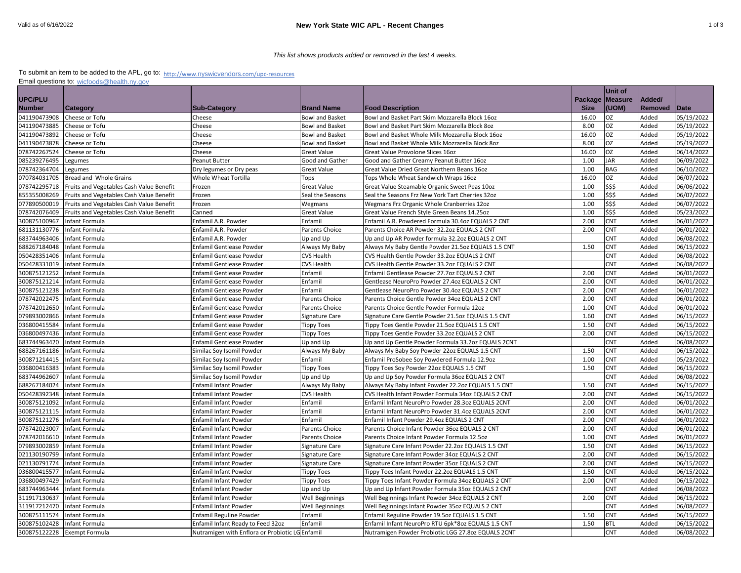Valid as of 6/16/2022

# New York State WIC APL - Recent Changes

*This list shows products added or removed in the last 4 weeks.*

To submit an item to be added to the APL, go to: http://www.nyswicvendors.com/upc-resources

Email questions to: wicfoods@health.ny.gov

| UPC/PLU Number | Category | Sub-Category | Brand Name | Food Description | Package Size | Unit of Measure (UOM) | Added/ Removed | Date |
|---|---|---|---|---|---|---|---|---|
| 041190473908 | Cheese or Tofu | Cheese | Bowl and Basket | Bowl and Basket Part Skim Mozzarella Block 16oz | 16.00 | OZ | Added | 05/19/2022 |
| 041190473885 | Cheese or Tofu | Cheese | Bowl and Basket | Bowl and Basket Part Skim Mozzarella Block 8oz | 8.00 | OZ | Added | 05/19/2022 |
| 041190473892 | Cheese or Tofu | Cheese | Bowl and Basket | Bowl and Basket Whole Milk Mozzarella Block 16oz | 16.00 | OZ | Added | 05/19/2022 |
| 041190473878 | Cheese or Tofu | Cheese | Bowl and Basket | Bowl and Basket Whole Milk Mozzarella Block 8oz | 8.00 | OZ | Added | 05/19/2022 |
| 078742267524 | Cheese or Tofu | Cheese | Great Value | Great Value Provolone Slices 16oz | 16.00 | OZ | Added | 06/14/2022 |
| 085239276495 | Legumes | Peanut Butter | Good and Gather | Good and Gather Creamy Peanut Butter 16oz | 1.00 | JAR | Added | 06/09/2022 |
| 078742364704 | Legumes | Dry legumes or Dry peas | Great Value | Great Value Dried Great Northern Beans 16oz | 1.00 | BAG | Added | 06/10/2022 |
| 070784031705 | Bread and Whole Grains | Whole Wheat Tortilla | Tops | Tops Whole Wheat Sandwich Wraps 16oz | 16.00 | OZ | Added | 06/07/2022 |
| 078742295718 | Fruits and Vegetables Cash Value Benefit | Frozen | Great Value | Great Value Steamable Organic Sweet Peas 10oz | 1.00 | $$$ | Added | 06/06/2022 |
| 855355008269 | Fruits and Vegetables Cash Value Benefit | Frozen | Seal the Seasons | Seal the Seasons Frz New York Tart Cherries 32oz | 1.00 | $$$ | Added | 06/07/2022 |
| 077890500019 | Fruits and Vegetables Cash Value Benefit | Frozen | Wegmans | Wegmans Frz Organic Whole Cranberries 12oz | 1.00 | $$$ | Added | 06/07/2022 |
| 078742076409 | Fruits and Vegetables Cash Value Benefit | Canned | Great Value | Great Value French Style Green Beans 14.25oz | 1.00 | $$$ | Added | 05/23/2022 |
| 300875100967 | Infant Formula | Enfamil A.R. Powder | Enfamil | Enfamil A.R. Powdered Formula 30.4oz EQUALS 2 CNT | 2.00 | CNT | Added | 06/01/2022 |
| 681131130776 | Infant Formula | Enfamil A.R. Powder | Parents Choice | Parents Choice AR Powder 32.2oz EQUALS 2 CNT | 2.00 | CNT | Added | 06/01/2022 |
| 683744963406 | Infant Formula | Enfamil A.R. Powder | Up and Up | Up and Up AR Powder formula 32.2oz EQUALS 2 CNT | | CNT | Added | 06/08/2022 |
| 688267184048 | Infant Formula | Enfamil Gentlease Powder | Always My Baby | Always My Baby Gentle Powder 21.5oz EQUALS 1.5 CNT | 1.50 | CNT | Added | 06/15/2022 |
| 050428351406 | Infant Formula | Enfamil Gentlease Powder | CVS Health | CVS Health Gentle Powder 33.2oz EQUALS 2 CNT | | CNT | Added | 06/08/2022 |
| 050428331019 | Infant Formula | Enfamil Gentlease Powder | CVS Health | CVS Health Gentle Powder 33.2oz EQUALS 2 CNT | | CNT | Added | 06/08/2022 |
| 300875121252 | Infant Formula | Enfamil Gentlease Powder | Enfamil | Enfamil Gentlease Powder 27.7oz EQUALS 2 CNT | 2.00 | CNT | Added | 06/01/2022 |
| 300875121214 | Infant Formula | Enfamil Gentlease Powder | Enfamil | Gentlease NeuroPro Powder 27.4oz EQUALS 2 CNT | 2.00 | CNT | Added | 06/01/2022 |
| 300875121238 | Infant Formula | Enfamil Gentlease Powder | Enfamil | Gentlease NeuroPro Powder 30.4oz EQUALS 2 CNT | 2.00 | CNT | Added | 06/01/2022 |
| 078742022475 | Infant Formula | Enfamil Gentlease Powder | Parents Choice | Parents Choice Gentle Powder 34oz EQUALS 2 CNT | 2.00 | CNT | Added | 06/01/2022 |
| 078742012650 | Infant Formula | Enfamil Gentlease Powder | Parents Choice | Parents Choice Gentle Powder Formula 12oz | 1.00 | CNT | Added | 06/01/2022 |
| 079893002866 | Infant Formula | Enfamil Gentlease Powder | Signature Care | Signature Care Gentle Powder 21.5oz EQUALS 1.5 CNT | 1.60 | CNT | Added | 06/15/2022 |
| 036800415584 | Infant Formula | Enfamil Gentlease Powder | Tippy Toes | Tippy Toes Gentle Powder 21.5oz EQUALS 1.5 CNT | 1.50 | CNT | Added | 06/15/2022 |
| 036800497436 | Infant Formula | Enfamil Gentlease Powder | Tippy Toes | Tippy Toes Gentle Powder 33.2oz EQUALS 2 CNT | 2.00 | CNT | Added | 06/15/2022 |
| 683744963420 | Infant Formula | Enfamil Gentlease Powder | Up and Up | Up and Up Gentle Powder Formula 33.2oz EQUALS 2CNT | | CNT | Added | 06/08/2022 |
| 688267161186 | Infant Formula | Similac Soy Isomil Powder | Always My Baby | Always My Baby Soy Powder 22oz EQUALS 1.5 CNT | 1.50 | CNT | Added | 06/15/2022 |
| 300871214415 | Infant Formula | Similac Soy Isomil Powder | Enfamil | Enfamil ProSobee Soy Powdered Formula 12.9oz | 1.00 | CNT | Added | 05/23/2022 |
| 036800416383 | Infant Formula | Similac Soy Isomil Powder | Tippy Toes | Tippy Toes Soy Powder 22oz EQUALS 1.5 CNT | 1.50 | CNT | Added | 06/15/2022 |
| 683744962607 | Infant Formula | Similac Soy Isomil Powder | Up and Up | Up and Up Soy Powder Formula 36oz EQUALS 2 CNT | | CNT | Added | 06/08/2022 |
| 688267184024 | Infant Formula | Enfamil Infant Powder | Always My Baby | Always My Baby Infant Powder 22.2oz EQUALS 1.5 CNT | 1.50 | CNT | Added | 06/15/2022 |
| 050428392348 | Infant Formula | Enfamil Infant Powder | CVS Health | CVS Health Infant Powder Formula 34oz EQUALS 2 CNT | 2.00 | CNT | Added | 06/15/2022 |
| 300875121092 | Infant Formula | Enfamil Infant Powder | Enfamil | Enfamil Infant NeuroPro Powder 28.3oz EQUALS 2CNT | 2.00 | CNT | Added | 06/01/2022 |
| 300875121115 | Infant Formula | Enfamil Infant Powder | Enfamil | Enfamil Infant NeuroPro Powder 31.4oz EQUALS 2CNT | 2.00 | CNT | Added | 06/01/2022 |
| 300875121276 | Infant Formula | Enfamil Infant Powder | Enfamil | Enfamil Infant Powder 29.4oz EQUALS 2 CNT | 2.00 | CNT | Added | 06/01/2022 |
| 078742023007 | Infant Formula | Enfamil Infant Powder | Parents Choice | Parents Choice Infant Powder 36oz EQUALS 2 CNT | 2.00 | CNT | Added | 06/01/2022 |
| 078742016610 | Infant Formula | Enfamil Infant Powder | Parents Choice | Parents Choice Infant Powder Formula 12.5oz | 1.00 | CNT | Added | 06/01/2022 |
| 079893002859 | Infant Formula | Enfamil Infant Powder | Signature Care | Signature Care Infant Powder 22.2oz EQUALS 1.5 CNT | 1.50 | CNT | Added | 06/15/2022 |
| 021130190799 | Infant Formula | Enfamil Infant Powder | Signature Care | Signature Care Infant Powder 34oz EQUALS 2 CNT | 2.00 | CNT | Added | 06/15/2022 |
| 021130791774 | Infant Formula | Enfamil Infant Powder | Signature Care | Signature Care Infant Powder 35oz EQUALS 2 CNT | 2.00 | CNT | Added | 06/15/2022 |
| 036800415577 | Infant Formula | Enfamil Infant Powder | Tippy Toes | Tippy Toes Infant Powder 22.2oz EQUALS 1.5 CNT | 1.50 | CNT | Added | 06/15/2022 |
| 036800497429 | Infant Formula | Enfamil Infant Powder | Tippy Toes | Tippy Toes Infant Powder Formula 34oz EQUALS 2 CNT | 2.00 | CNT | Added | 06/15/2022 |
| 683744963444 | Infant Formula | Enfamil Infant Powder | Up and Up | Up and Up Infant Powder Formula 35oz EQUALS 2 CNT | | CNT | Added | 06/08/2022 |
| 311917130637 | Infant Formula | Enfamil Infant Powder | Well Beginnings | Well Beginnings Infant Powder 34oz EQUALS 2 CNT | 2.00 | CNT | Added | 06/15/2022 |
| 311917212470 | Infant Formula | Enfamil Infant Powder | Well Beginnings | Well Beginnings Infant Powder 35oz EQUALS 2 CNT | | CNT | Added | 06/08/2022 |
| 300875111574 | Infant Formula | Enfamil Reguline Powder | Enfamil | Enfamil Reguline Powder 19.5oz EQUALS 1.5 CNT | 1.50 | CNT | Added | 06/15/2022 |
| 300875102428 | Infant Formula | Enfamil Infant Ready to Feed 32oz | Enfamil | Enfamil Infant NeuroPro RTU 6pk*8oz EQUALS 1.5 CNT | 1.50 | BTL | Added | 06/15/2022 |
| 300875122228 | Exempt Formula | Nutramigen with Enflora or Probiotic LG | Enfamil | Nutramigen Powder Probiotic LGG 27.8oz EQUALS 2CNT | | CNT | Added | 06/08/2022 |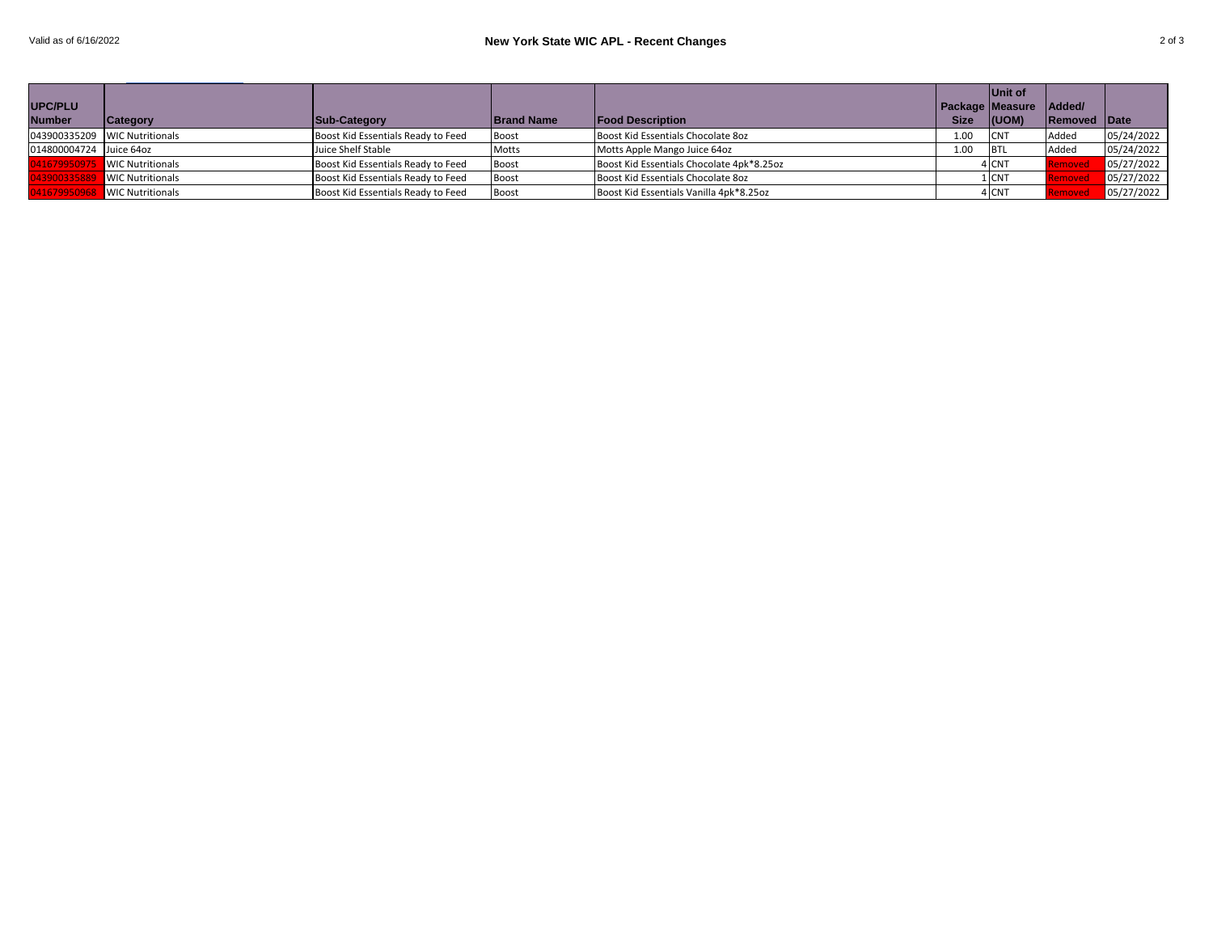| UPC/PLU Number | Category | Sub-Category | Brand Name | Food Description | Package Size | Unit of Measure (UOM) | Added/ Removed | Date |
|---|---|---|---|---|---|---|---|---|
| 043900335209 | WIC Nutritionals | Boost Kid Essentials Ready to Feed | Boost | Boost Kid Essentials Chocolate 8oz | 1.00 | CNT | Added | 05/24/2022 |
| 014800004724 | Juice 64oz | Juice Shelf Stable | Motts | Motts Apple Mango Juice 64oz | 1.00 | BTL | Added | 05/24/2022 |
| 041679950975 | WIC Nutritionals | Boost Kid Essentials Ready to Feed | Boost | Boost Kid Essentials Chocolate 4pk*8.25oz | 4 | CNT | Removed | 05/27/2022 |
| 043900335889 | WIC Nutritionals | Boost Kid Essentials Ready to Feed | Boost | Boost Kid Essentials Chocolate 8oz | 1 | CNT | Removed | 05/27/2022 |
| 041679950968 | WIC Nutritionals | Boost Kid Essentials Ready to Feed | Boost | Boost Kid Essentials Vanilla 4pk*8.25oz | 4 | CNT | Removed | 05/27/2022 |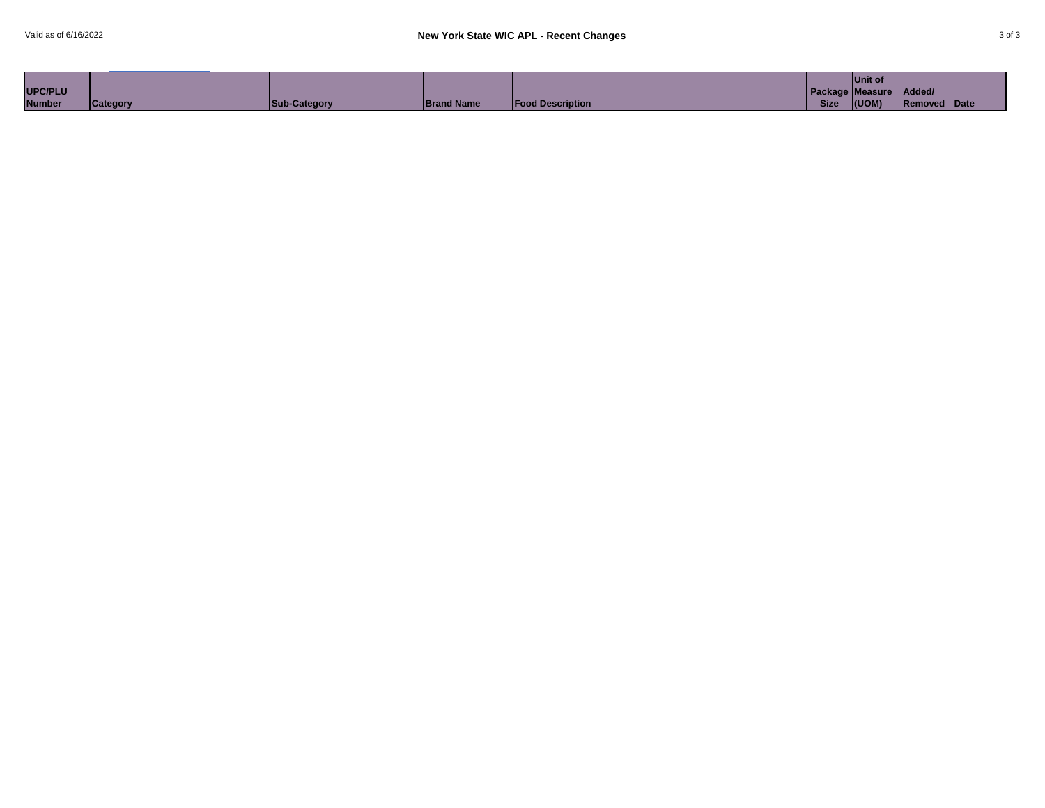| UPC/PLU Number | Category | Sub-Category | Brand Name | Food Description | Package Size | Unit of Measure (UOM) | Added/ Removed | Date |
|---|---|---|---|---|---|---|---|---|